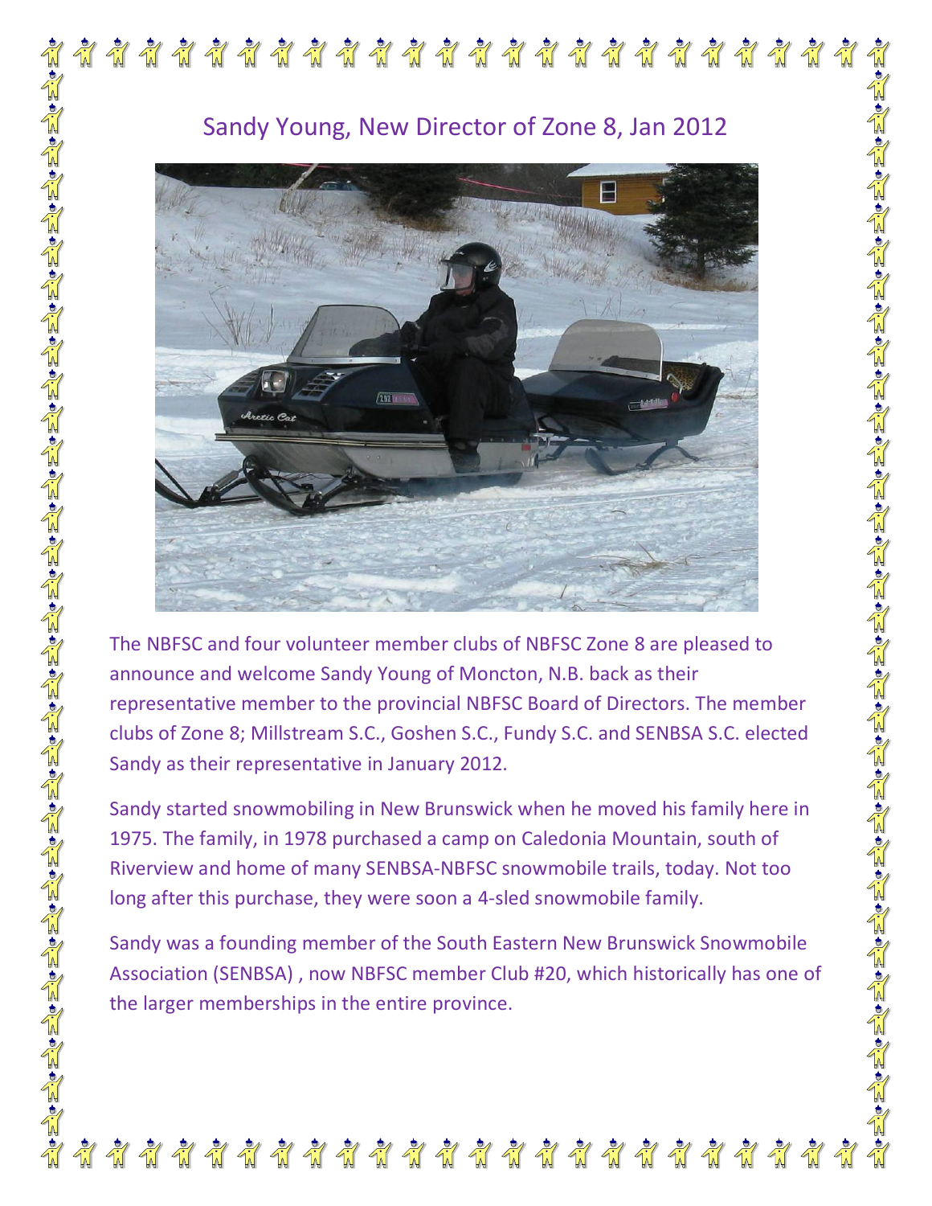# Sandy Young, New Director of Zone 8, Jan 2012

The NBFSC and four volunteer member clubs of NBFSC Zone 8 are pleased to announce and welcome Sandy Young of Moncton, N.B. back as their representative member to the provincial NBFSC Board of Directors. The member clubs of Zone 8; Millstream S.C., Goshen S.C., Fundy S.C. and SENBSA S.C. elected Sandy as their representative in January 2012.

Sandy started snowmobiling in New Brunswick when he moved his family here in 1975. The family, in 1978 purchased a camp on Caledonia Mountain, south of Riverview and home of many SENBSA-NBFSC snowmobile trails, today. Not too long after this purchase, they were soon a 4-sled snowmobile family.

Sandy was a founding member of the South Eastern New Brunswick Snowmobile Association (SENBSA) , now NBFSC member Club #20, which historically has one of the larger memberships in the entire province.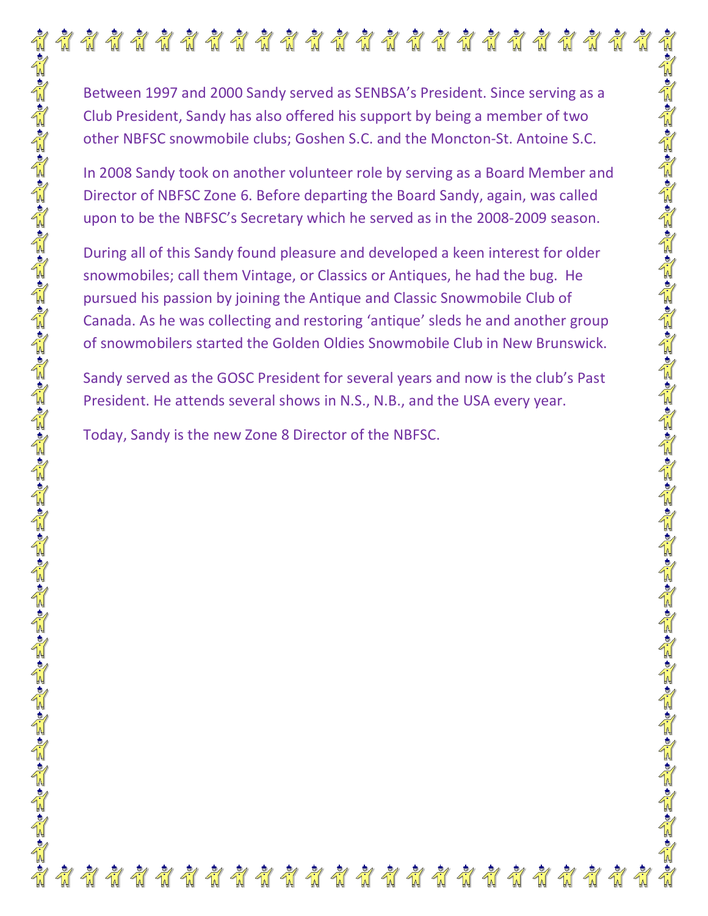Between 1997 and 2000 Sandy served as SENBSA's President. Since serving as a Club President, Sandy has also offered his support by being a member of two other NBFSC snowmobile clubs; Goshen S.C. and the Moncton-St. Antoine S.C.

In 2008 Sandy took on another volunteer role by serving as a Board Member and Director of NBFSC Zone 6. Before departing the Board Sandy, again, was called upon to be the NBFSC's Secretary which he served as in the 2008-2009 season.

During all of this Sandy found pleasure and developed a keen interest for older snowmobiles; call them Vintage, or Classics or Antiques, he had the bug. He pursued his passion by joining the Antique and Classic Snowmobile Club of Canada. As he was collecting and restoring 'antique' sleds he and another group of snowmobilers started the Golden Oldies Snowmobile Club in New Brunswick.

Sandy served as the GOSC President for several years and now is the club's Past President. He attends several shows in N.S., N.B., and the USA every year.

Today, Sandy is the new Zone 8 Director of the NBFSC.